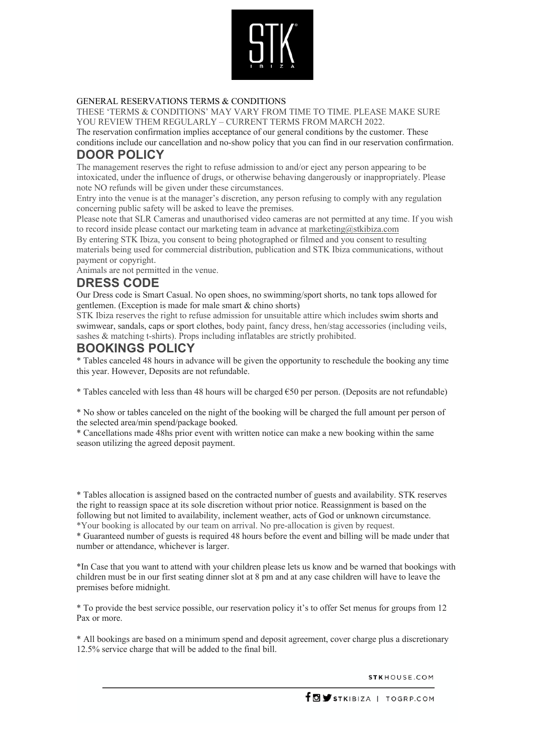GENERAL RESERVATIONS TERMS & CONDITIONS

THESE 'TERMS & CONDITIONS' MAY VARY FROM TIME TO TIME. PLEASE MAKE SURE YOU REVIEW THEM REGULARLY – CURRENT TERMS FROM MARCH 2022.

The reservation confirmation implies acceptance of our general conditions by the customer. These conditions include our cancellation and no-show policy that you can find in our reservation confirmation.

# DOOR POLICY

The management reserves the right to refuse admission to and/or eject any person appearing to be intoxicated, under the influence of drugs, or otherwise behaving dangerously or inappropriately. Please note NO refunds will be given under these circumstances.

Entry into the venue is at the manager's discretion, any person refusing to comply with any regulation concerning public safety will be asked to leave the premises.

Please note that SLR Cameras and unauthorised video cameras are not permitted at any time. If you wish to record inside please contact our marketing team in advance at marketing@stkibiza.com

By entering STK Ibiza, you consent to being photographed or filmed and you consent to resulting materials being used for commercial distribution, publication and STK Ibiza communications, without payment or copyright.

Animals are not permitted in the venue.

# DRESS CODE

Our Dress code is Smart Casual. No open shoes, no swimming/sport shorts, no tank tops allowed for gentlemen. (Exception is made for male smart & chino shorts)

STK Ibiza reserves the right to refuse admission for unsuitable attire which includes swim shorts and swimwear, sandals, caps or sport clothes, body paint, fancy dress, hen/stag accessories (including veils, sashes & matching t-shirts). Props including inflatables are strictly prohibited.

# BOOKINGS POLICY

* Tables canceled 48 hours in advance will be given the opportunity to reschedule the booking any time this year. However, Deposits are not refundable.

* Tables canceled with less than 48 hours will be charged €50 per person. (Deposits are not refundable)

* No show or tables canceled on the night of the booking will be charged the full amount per person of the selected area/min spend/package booked.

* Cancellations made 48hs prior event with written notice can make a new booking within the same season utilizing the agreed deposit payment.

* Tables allocation is assigned based on the contracted number of guests and availability. STK reserves the right to reassign space at its sole discretion without prior notice. Reassignment is based on the following but not limited to availability, inclement weather, acts of God or unknown circumstance.

*Your booking is allocated by our team on arrival. No pre-allocation is given by request.

* Guaranteed number of guests is required 48 hours before the event and billing will be made under that number or attendance, whichever is larger.

*In Case that you want to attend with your children please lets us know and be warned that bookings with children must be in our first seating dinner slot at 8 pm and at any case children will have to leave the premises before midnight.

* To provide the best service possible, our reservation policy it's to offer Set menus for groups from 12 Pax or more.

* All bookings are based on a minimum spend and deposit agreement, cover charge plus a discretionary 12.5% service charge that will be added to the final bill.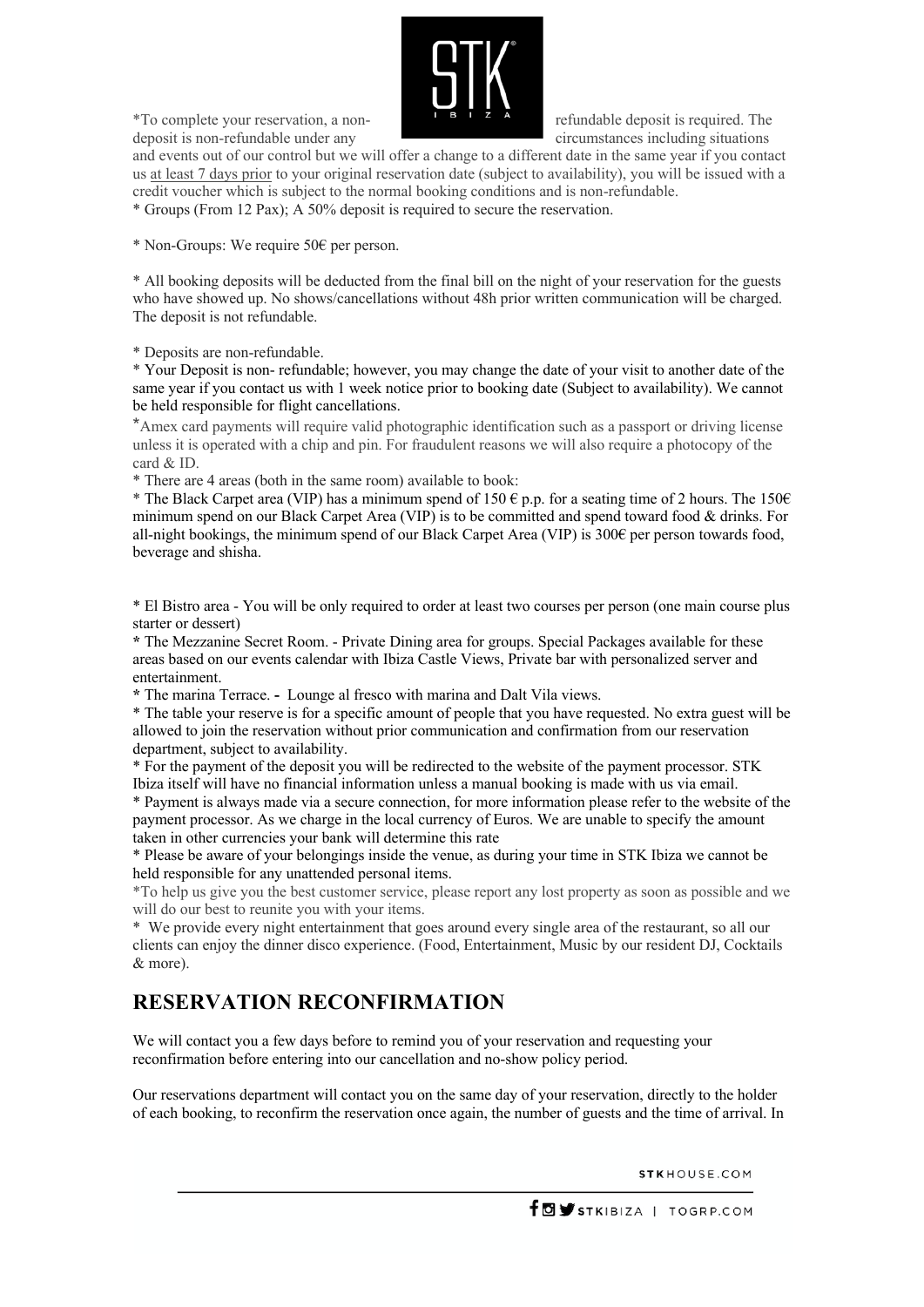*To complete your reservation, a non-refundable deposit is required. The deposit is non-refundable under any circumstances including situations and events out of our control but we will offer a change to a different date in the same year if you contact us at least 7 days prior to your original reservation date (subject to availability), you will be issued with a credit voucher which is subject to the normal booking conditions and is non-refundable.

* Groups (From 12 Pax); A 50% deposit is required to secure the reservation.

* Non-Groups: We require 50€ per person.

* All booking deposits will be deducted from the final bill on the night of your reservation for the guests who have showed up. No shows/cancellations without 48h prior written communication will be charged. The deposit is not refundable.

* Deposits are non-refundable.

* Your Deposit is non- refundable; however, you may change the date of your visit to another date of the same year if you contact us with 1 week notice prior to booking date (Subject to availability). We cannot be held responsible for flight cancellations.

*Amex card payments will require valid photographic identification such as a passport or driving license unless it is operated with a chip and pin. For fraudulent reasons we will also require a photocopy of the card & ID.

* There are 4 areas (both in the same room) available to book:

* The Black Carpet area (VIP) has a minimum spend of 150 € p.p. for a seating time of 2 hours. The 150€ minimum spend on our Black Carpet Area (VIP) is to be committed and spend toward food & drinks. For all-night bookings, the minimum spend of our Black Carpet Area (VIP) is 300€ per person towards food, beverage and shisha.

* El Bistro area - You will be only required to order at least two courses per person (one main course plus starter or dessert)

* The Mezzanine Secret Room. - Private Dining area for groups. Special Packages available for these areas based on our events calendar with Ibiza Castle Views, Private bar with personalized server and entertainment.

* The marina Terrace. - Lounge al fresco with marina and Dalt Vila views.

* The table your reserve is for a specific amount of people that you have requested. No extra guest will be allowed to join the reservation without prior communication and confirmation from our reservation department, subject to availability.

* For the payment of the deposit you will be redirected to the website of the payment processor. STK Ibiza itself will have no financial information unless a manual booking is made with us via email.

* Payment is always made via a secure connection, for more information please refer to the website of the payment processor. As we charge in the local currency of Euros. We are unable to specify the amount taken in other currencies your bank will determine this rate

* Please be aware of your belongings inside the venue, as during your time in STK Ibiza we cannot be held responsible for any unattended personal items.

*To help us give you the best customer service, please report any lost property as soon as possible and we will do our best to reunite you with your items.

* We provide every night entertainment that goes around every single area of the restaurant, so all our clients can enjoy the dinner disco experience. (Food, Entertainment, Music by our resident DJ, Cocktails & more).

## RESERVATION RECONFIRMATION

We will contact you a few days before to remind you of your reservation and requesting your reconfirmation before entering into our cancellation and no-show policy period.

Our reservations department will contact you on the same day of your reservation, directly to the holder of each booking, to reconfirm the reservation once again, the number of guests and the time of arrival. In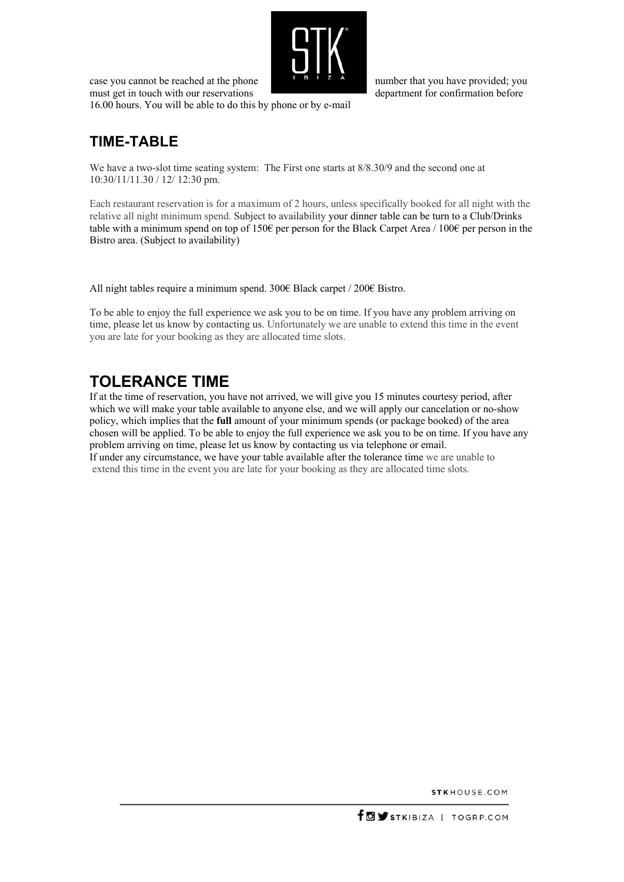case you cannot be reached at the phone number that you have provided; you must get in touch with our reservations department for confirmation before 16.00 hours. You will be able to do this by phone or by e-mail

## TIME-TABLE

We have a two-slot time seating system: The First one starts at 8/8.30/9 and the second one at 10:30/11/11.30 / 12/ 12:30 pm.

Each restaurant reservation is for a maximum of 2 hours, unless specifically booked for all night with the relative all night minimum spend. Subject to availability your dinner table can be turn to a Club/Drinks table with a minimum spend on top of 150€ per person for the Black Carpet Area / 100€ per person in the Bistro area. (Subject to availability)

All night tables require a minimum spend. 300€ Black carpet / 200€ Bistro.

To be able to enjoy the full experience we ask you to be on time. If you have any problem arriving on time, please let us know by contacting us. Unfortunately we are unable to extend this time in the event you are late for your booking as they are allocated time slots.

## TOLERANCE TIME

If at the time of reservation, you have not arrived, we will give you 15 minutes courtesy period, after which we will make your table available to anyone else, and we will apply our cancelation or no-show policy, which implies that the **full** amount of your minimum spends (or package booked) of the area chosen will be applied. To be able to enjoy the full experience we ask you to be on time. If you have any problem arriving on time, please let us know by contacting us via telephone or email.
If under any circumstance, we have your table available after the tolerance time we are unable to extend this time in the event you are late for your booking as they are allocated time slots.